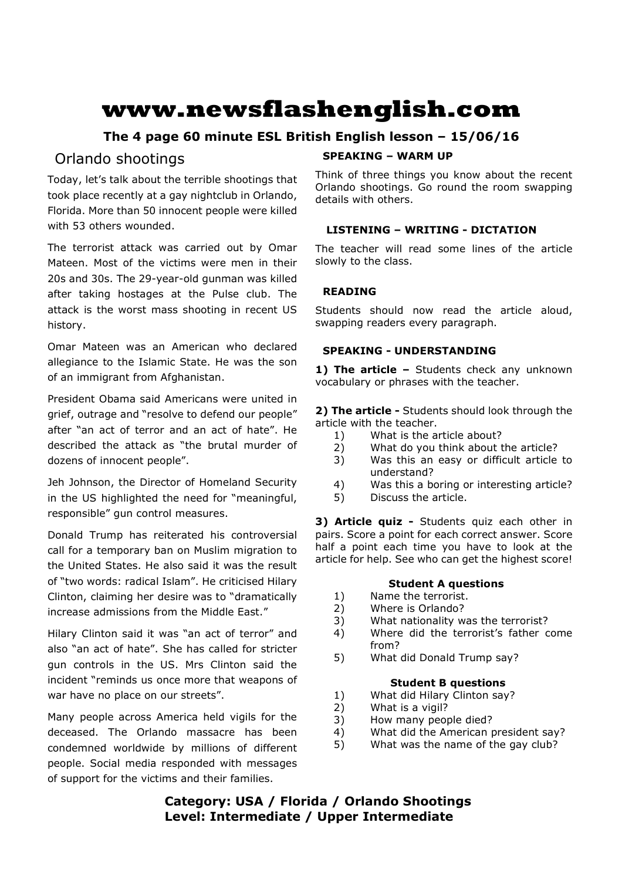# www.newsflashenglish.com

### The 4 page 60 minute ESL British English lesson – 15/06/16

## Orlando shootings

Today, let's talk about the terrible shootings that took place recently at a gay nightclub in Orlando, Florida. More than 50 innocent people were killed with 53 others wounded.

The terrorist attack was carried out by Omar Mateen. Most of the victims were men in their 20s and 30s. The 29-year-old gunman was killed after taking hostages at the Pulse club. The attack is the worst mass shooting in recent US history.

Omar Mateen was an American who declared allegiance to the Islamic State. He was the son of an immigrant from Afghanistan.

President Obama said Americans were united in grief, outrage and "resolve to defend our people" after "an act of terror and an act of hate". He described the attack as "the brutal murder of dozens of innocent people".

Jeh Johnson, the Director of Homeland Security in the US highlighted the need for "meaningful, responsible" gun control measures.

Donald Trump has reiterated his controversial call for a temporary ban on Muslim migration to the United States. He also said it was the result of "two words: radical Islam". He criticised Hilary Clinton, claiming her desire was to "dramatically increase admissions from the Middle East."

Hilary Clinton said it was "an act of terror" and also "an act of hate". She has called for stricter gun controls in the US. Mrs Clinton said the incident "reminds us once more that weapons of war have no place on our streets".

Many people across America held vigils for the deceased. The Orlando massacre has been condemned worldwide by millions of different people. Social media responded with messages of support for the victims and their families.

### SPEAKING – WARM UP

Think of three things you know about the recent Orlando shootings. Go round the room swapping details with others.

### LISTENING – WRITING - DICTATION

The teacher will read some lines of the article slowly to the class.

### READING

Students should now read the article aloud, swapping readers every paragraph.

### SPEAKING - UNDERSTANDING

**1) The article –** Students check any unknown vocabulary or phrases with the teacher.

**2) The article -** Students should look through the article with the teacher.

1) What is the article about?
2) What do you think about the article?
3) Was this an easy or difficult article to understand?
4) Was this a boring or interesting article?
5) Discuss the article.

**3) Article quiz -** Students quiz each other in pairs. Score a point for each correct answer. Score half a point each time you have to look at the article for help. See who can get the highest score!

**Student A questions**

1) Name the terrorist.
2) Where is Orlando?
3) What nationality was the terrorist?
4) Where did the terrorist's father come from?
5) What did Donald Trump say?

**Student B questions**

1) What did Hilary Clinton say?
2) What is a vigil?
3) How many people died?
4) What did the American president say?
5) What was the name of the gay club?

**Category: USA / Florida / Orlando Shootings**
**Level: Intermediate / Upper Intermediate**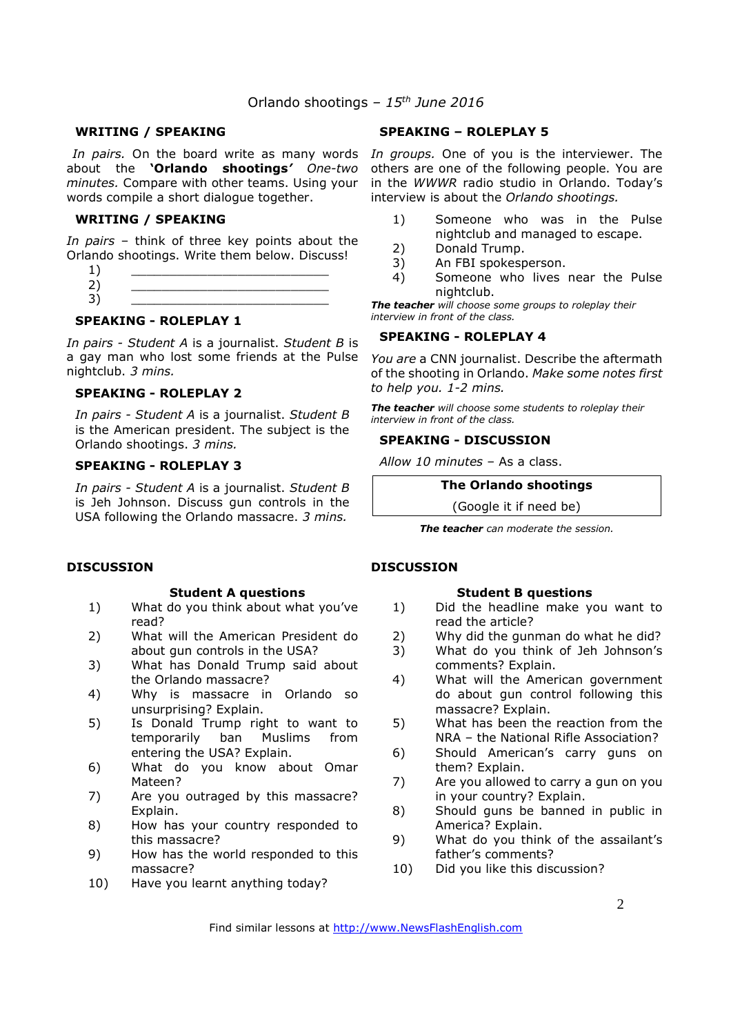# Orlando shootings – *15th June 2016*

## WRITING / SPEAKING

*In pairs.* On the board write as many words about the **'Orlando shootings'** *One-two minutes.* Compare with other teams. Using your words compile a short dialogue together.

## WRITING / SPEAKING

*In pairs* – think of three key points about the Orlando shootings. Write them below. Discuss!

1) \_\_\_\_\_\_\_\_\_\_\_\_\_\_\_\_\_\_\_\_\_\_\_\_\_\_\_
2) \_\_\_\_\_\_\_\_\_\_\_\_\_\_\_\_\_\_\_\_\_\_\_\_\_\_\_
3) \_\_\_\_\_\_\_\_\_\_\_\_\_\_\_\_\_\_\_\_\_\_\_\_\_\_\_

## SPEAKING - ROLEPLAY 1

*In pairs - Student A* is a journalist. *Student B* is a gay man who lost some friends at the Pulse nightclub. *3 mins.*

## SPEAKING - ROLEPLAY 2

*In pairs - Student A* is a journalist. *Student B* is the American president. The subject is the Orlando shootings. *3 mins.*

## SPEAKING - ROLEPLAY 3

*In pairs - Student A* is a journalist. *Student B* is Jeh Johnson. Discuss gun controls in the USA following the Orlando massacre. *3 mins.*

## SPEAKING – ROLEPLAY 5

*In groups.* One of you is the interviewer. The others are one of the following people. You are in the *WWWR* radio studio in Orlando. Today's interview is about the *Orlando shootings.*

1) Someone who was in the Pulse nightclub and managed to escape.
2) Donald Trump.
3) An FBI spokesperson.
4) Someone who lives near the Pulse nightclub.

***The teacher*** *will choose some groups to roleplay their interview in front of the class.*

## SPEAKING - ROLEPLAY 4

*You are* a CNN journalist. Describe the aftermath of the shooting in Orlando. *Make some notes first to help you. 1-2 mins.*

***The teacher*** *will choose some students to roleplay their interview in front of the class.*

## SPEAKING - DISCUSSION

*Allow 10 minutes* – As a class.

| **The Orlando shootings** |
| --- |
| (Google it if need be) |

***The teacher*** *can moderate the session.*

## DISCUSSION

### Student A questions

1) What do you think about what you've read?
2) What will the American President do about gun controls in the USA?
3) What has Donald Trump said about the Orlando massacre?
4) Why is massacre in Orlando so unsurprising? Explain.
5) Is Donald Trump right to want to temporarily ban Muslims from entering the USA? Explain.
6) What do you know about Omar Mateen?
7) Are you outraged by this massacre? Explain.
8) How has your country responded to this massacre?
9) How has the world responded to this massacre?
10) Have you learnt anything today?

## DISCUSSION

### Student B questions

1) Did the headline make you want to read the article?
2) Why did the gunman do what he did?
3) What do you think of Jeh Johnson's comments? Explain.
4) What will the American government do about gun control following this massacre? Explain.
5) What has been the reaction from the NRA – the National Rifle Association?
6) Should American's carry guns on them? Explain.
7) Are you allowed to carry a gun on you in your country? Explain.
8) Should guns be banned in public in America? Explain.
9) What do you think of the assailant's father's comments?
10) Did you like this discussion?

Find similar lessons at http://www.NewsFlashEnglish.com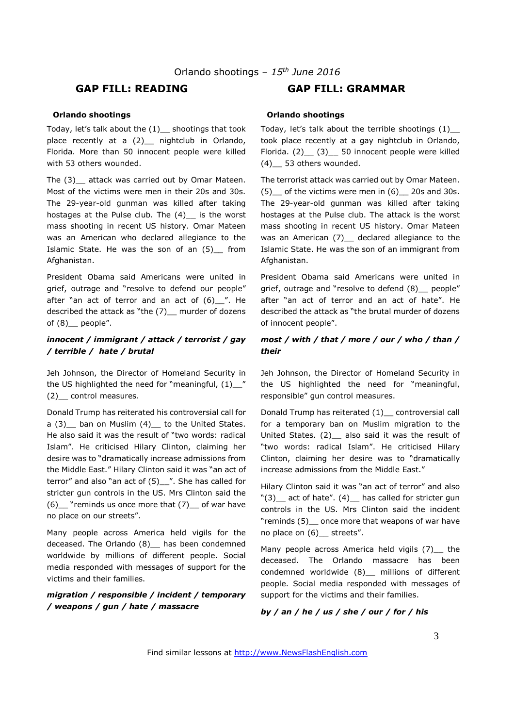Orlando shootings – *15th June 2016*

## GAP FILL: READING

**Orlando shootings**

Today, let's talk about the (1)__ shootings that took place recently at a (2)__ nightclub in Orlando, Florida. More than 50 innocent people were killed with 53 others wounded.

The (3)__ attack was carried out by Omar Mateen. Most of the victims were men in their 20s and 30s. The 29-year-old gunman was killed after taking hostages at the Pulse club. The (4)__ is the worst mass shooting in recent US history. Omar Mateen was an American who declared allegiance to the Islamic State. He was the son of an (5)__ from Afghanistan.

President Obama said Americans were united in grief, outrage and "resolve to defend our people" after "an act of terror and an act of (6)__". He described the attack as "the (7)__ murder of dozens of (8)__ people".

***innocent / immigrant / attack / terrorist / gay / terrible / hate / brutal***

Jeh Johnson, the Director of Homeland Security in the US highlighted the need for "meaningful, (1)__" (2)__ control measures.

Donald Trump has reiterated his controversial call for a (3)__ ban on Muslim (4)__ to the United States. He also said it was the result of "two words: radical Islam". He criticised Hilary Clinton, claiming her desire was to "dramatically increase admissions from the Middle East." Hilary Clinton said it was "an act of terror" and also "an act of (5)__". She has called for stricter gun controls in the US. Mrs Clinton said the (6)__ "reminds us once more that (7)__ of war have no place on our streets".

Many people across America held vigils for the deceased. The Orlando (8)__ has been condemned worldwide by millions of different people. Social media responded with messages of support for the victims and their families.

***migration / responsible / incident / temporary / weapons / gun / hate / massacre***

## GAP FILL: GRAMMAR

**Orlando shootings**

Today, let's talk about the terrible shootings (1)__ took place recently at a gay nightclub in Orlando, Florida. (2)__ (3)__ 50 innocent people were killed (4)__ 53 others wounded.

The terrorist attack was carried out by Omar Mateen. (5)__ of the victims were men in (6)__ 20s and 30s. The 29-year-old gunman was killed after taking hostages at the Pulse club. The attack is the worst mass shooting in recent US history. Omar Mateen was an American (7)__ declared allegiance to the Islamic State. He was the son of an immigrant from Afghanistan.

President Obama said Americans were united in grief, outrage and "resolve to defend (8)__ people" after "an act of terror and an act of hate". He described the attack as "the brutal murder of dozens of innocent people".

***most / with / that / more / our / who / than / their***

Jeh Johnson, the Director of Homeland Security in the US highlighted the need for "meaningful, responsible" gun control measures.

Donald Trump has reiterated (1)__ controversial call for a temporary ban on Muslim migration to the United States. (2)__ also said it was the result of "two words: radical Islam". He criticised Hilary Clinton, claiming her desire was to "dramatically increase admissions from the Middle East."

Hilary Clinton said it was "an act of terror" and also "(3)__ act of hate". (4)__ has called for stricter gun controls in the US. Mrs Clinton said the incident "reminds (5)__ once more that weapons of war have no place on (6)__ streets".

Many people across America held vigils (7)__ the deceased. The Orlando massacre has been condemned worldwide (8)__ millions of different people. Social media responded with messages of support for the victims and their families.

***by / an / he / us / she / our / for / his***

Find similar lessons at http://www.NewsFlashEnglish.com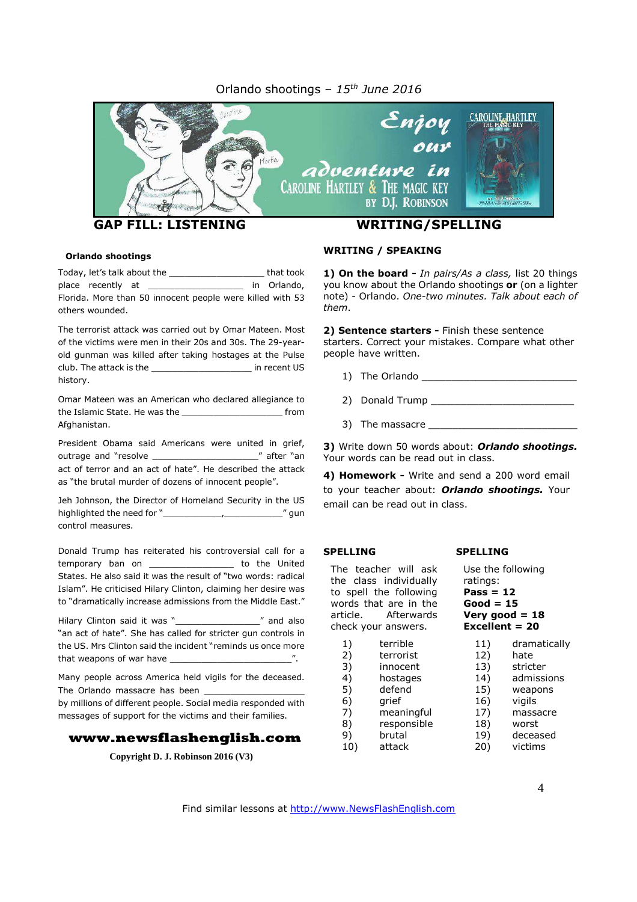Orlando shootings – *15th June 2016*

## GAP FILL: LISTENING

### Orlando shootings

Today, let's talk about the ___________________ that took place recently at ___________________ in Orlando, Florida. More than 50 innocent people were killed with 53 others wounded.

The terrorist attack was carried out by Omar Mateen. Most of the victims were men in their 20s and 30s. The 29-year-old gunman was killed after taking hostages at the Pulse club. The attack is the ____________________ in recent US history.

Omar Mateen was an American who declared allegiance to the Islamic State. He was the ____________________ from Afghanistan.

President Obama said Americans were united in grief, outrage and "resolve _____________________" after "an act of terror and an act of hate". He described the attack as "the brutal murder of dozens of innocent people".

Jeh Johnson, the Director of Homeland Security in the US highlighted the need for "____________,____________" gun control measures.

Donald Trump has reiterated his controversial call for a temporary ban on ________________ to the United States. He also said it was the result of "two words: radical Islam". He criticised Hilary Clinton, claiming her desire was to "dramatically increase admissions from the Middle East."

Hilary Clinton said it was "_________________" and also "an act of hate". She has called for stricter gun controls in the US. Mrs Clinton said the incident "reminds us once more that weapons of war have _______________________".

Many people across America held vigils for the deceased. The Orlando massacre has been ____________________ by millions of different people. Social media responded with messages of support for the victims and their families.

**www.newsflashenglish.com**

**Copyright D. J. Robinson 2016 (V3)**

## WRITING/SPELLING

### WRITING / SPEAKING

**1) On the board -** *In pairs/As a class,* list 20 things you know about the Orlando shootings **or** (on a lighter note) - Orlando. *One-two minutes. Talk about each of them.*

**2) Sentence starters -** Finish these sentence starters. Correct your mistakes. Compare what other people have written.

1) The Orlando ____________________________
2) Donald Trump __________________________
3) The massacre ___________________________

**3)** Write down 50 words about: ***Orlando shootings.*** Your words can be read out in class.

**4) Homework -** Write and send a 200 word email to your teacher about: ***Orlando shootings.*** Your email can be read out in class.

### SPELLING

The teacher will ask the class individually to spell the following words that are in the article. Afterwards check your answers.

1) terrible
2) terrorist
3) innocent
4) hostages
5) defend
6) grief
7) meaningful
8) responsible
9) brutal
10) attack

### SPELLING

Use the following ratings:
**Pass = 12**
**Good = 15**
**Very good = 18**
**Excellent = 20**

11) dramatically
12) hate
13) stricter
14) admissions
15) weapons
16) vigils
17) massacre
18) worst
19) deceased
20) victims

Find similar lessons at http://www.NewsFlashEnglish.com